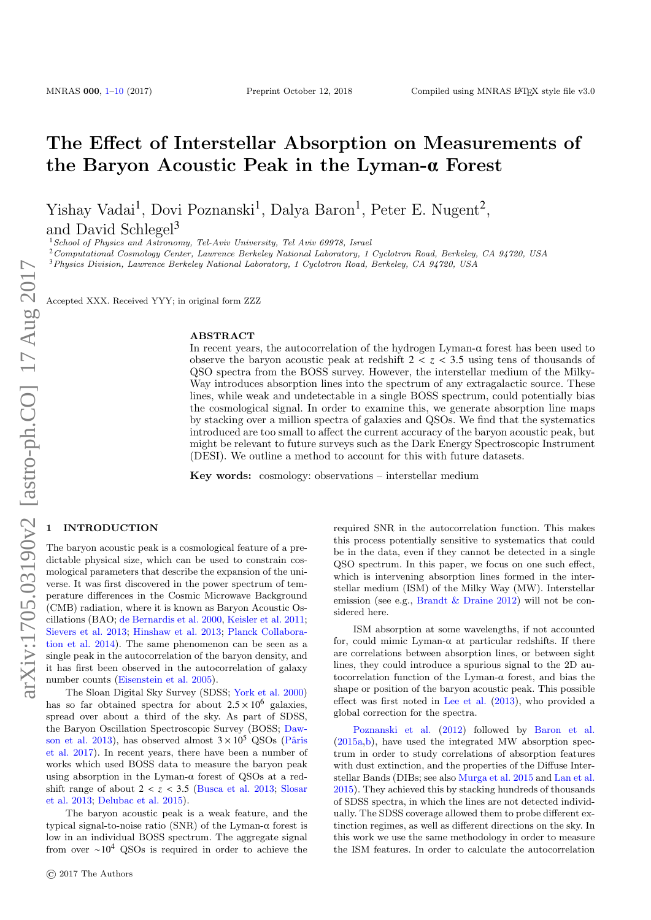# The Effect of Interstellar Absorption on Measurements of the Baryon Acoustic Peak in the Lyman-α Forest

Yishay Vadai[1], Dovi Poznanski[1], Dalya Baron[1], Peter E. Nugent[2], and David Schlegel[3]

[1] *School of Physics and Astronomy, Tel-Aviv University, Tel Aviv 69978, Israel*
[2] *Computational Cosmology Center, Lawrence Berkeley National Laboratory, 1 Cyclotron Road, Berkeley, CA 94720, USA*
[3] *Physics Division, Lawrence Berkeley National Laboratory, 1 Cyclotron Road, Berkeley, CA 94720, USA*

Accepted XXX. Received YYY; in original form ZZZ

## ABSTRACT

In recent years, the autocorrelation of the hydrogen Lyman-α forest has been used to observe the baryon acoustic peak at redshift $2 < z < 3.5$ using tens of thousands of QSO spectra from the BOSS survey. However, the interstellar medium of the Milky-Way introduces absorption lines into the spectrum of any extragalactic source. These lines, while weak and undetectable in a single BOSS spectrum, could potentially bias the cosmological signal. In order to examine this, we generate absorption line maps by stacking over a million spectra of galaxies and QSOs. We find that the systematics introduced are too small to affect the current accuracy of the baryon acoustic peak, but might be relevant to future surveys such as the Dark Energy Spectroscopic Instrument (DESI). We outline a method to account for this with future datasets.

**Key words:** cosmology: observations – interstellar medium

## 1 INTRODUCTION

The baryon acoustic peak is a cosmological feature of a predictable physical size, which can be used to constrain cosmological parameters that describe the expansion of the universe. It was first discovered in the power spectrum of temperature differences in the Cosmic Microwave Background (CMB) radiation, where it is known as Baryon Acoustic Oscillations (BAO; de Bernardis et al. 2000, Keisler et al. 2011; Sievers et al. 2013; Hinshaw et al. 2013; Planck Collaboration et al. 2014). The same phenomenon can be seen as a single peak in the autocorrelation of the baryon density, and it has first been observed in the autocorrelation of galaxy number counts (Eisenstein et al. 2005).

The Sloan Digital Sky Survey (SDSS; York et al. 2000) has so far obtained spectra for about $2.5 \times 10^6$ galaxies, spread over about a third of the sky. As part of SDSS, the Baryon Oscillation Spectroscopic Survey (BOSS; Dawson et al. 2013), has observed almost $3 \times 10^5$ QSOs (Pâris et al. 2017). In recent years, there have been a number of works which used BOSS data to measure the baryon peak using absorption in the Lyman-α forest of QSOs at a redshift range of about $2 < z < 3.5$ (Busca et al. 2013; Slosar et al. 2013; Delubac et al. 2015).

The baryon acoustic peak is a weak feature, and the typical signal-to-noise ratio (SNR) of the Lyman-α forest is low in an individual BOSS spectrum. The aggregate signal from over $\sim 10^4$ QSOs is required in order to achieve the required SNR in the autocorrelation function. This makes this process potentially sensitive to systematics that could be in the data, even if they cannot be detected in a single QSO spectrum. In this paper, we focus on one such effect, which is intervening absorption lines formed in the interstellar medium (ISM) of the Milky Way (MW). Interstellar emission (see e.g., Brandt & Draine 2012) will not be considered here.

ISM absorption at some wavelengths, if not accounted for, could mimic Lyman-α at particular redshifts. If there are correlations between absorption lines, or between sight lines, they could introduce a spurious signal to the 2D autocorrelation function of the Lyman-α forest, and bias the shape or position of the baryon acoustic peak. This possible effect was first noted in Lee et al. (2013), who provided a global correction for the spectra.

Poznanski et al. (2012) followed by Baron et al. (2015a,b), have used the integrated MW absorption spectrum in order to study correlations of absorption features with dust extinction, and the properties of the Diffuse Interstellar Bands (DIBs; see also Murga et al. 2015 and Lan et al. 2015). They achieved this by stacking hundreds of thousands of SDSS spectra, in which the lines are not detected individually. The SDSS coverage allowed them to probe different extinction regimes, as well as different directions on the sky. In this work we use the same methodology in order to measure the ISM features. In order to calculate the autocorrelation

© 2017 The Authors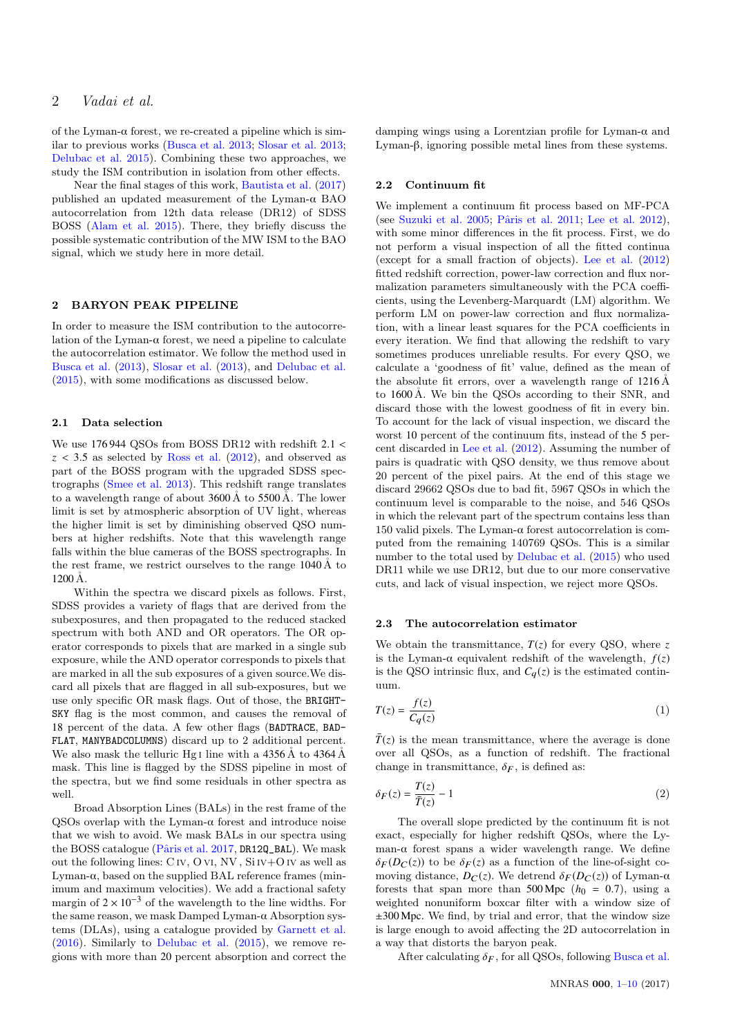of the Lyman-α forest, we re-created a pipeline which is similar to previous works (Busca et al. 2013; Slosar et al. 2013; Delubac et al. 2015). Combining these two approaches, we study the ISM contribution in isolation from other effects.

Near the final stages of this work, Bautista et al. (2017) published an updated measurement of the Lyman-α BAO autocorrelation from 12th data release (DR12) of SDSS BOSS (Alam et al. 2015). There, they briefly discuss the possible systematic contribution of the MW ISM to the BAO signal, which we study here in more detail.

## 2 BARYON PEAK PIPELINE

In order to measure the ISM contribution to the autocorrelation of the Lyman-α forest, we need a pipeline to calculate the autocorrelation estimator. We follow the method used in Busca et al. (2013), Slosar et al. (2013), and Delubac et al. (2015), with some modifications as discussed below.

### 2.1 Data selection

We use 176 944 QSOs from BOSS DR12 with redshift $2.1 < z < 3.5$ as selected by Ross et al. (2012), and observed as part of the BOSS program with the upgraded SDSS spectrographs (Smee et al. 2013). This redshift range translates to a wavelength range of about 3600 Å to 5500 Å. The lower limit is set by atmospheric absorption of UV light, whereas the higher limit is set by diminishing observed QSO numbers at higher redshifts. Note that this wavelength range falls within the blue cameras of the BOSS spectrographs. In the rest frame, we restrict ourselves to the range 1040 Å to 1200 Å.

Within the spectra we discard pixels as follows. First, SDSS provides a variety of flags that are derived from the subexposures, and then propagated to the reduced stacked spectrum with both AND and OR operators. The OR operator corresponds to pixels that are marked in a single sub exposure, while the AND operator corresponds to pixels that are marked in all the sub exposures of a given source.We discard all pixels that are flagged in all sub-exposures, but we use only specific OR mask flags. Out of those, the BRIGHT-SKY flag is the most common, and causes the removal of 18 percent of the data. A few other flags (BADTRACE, BADFLAT, MANYBADCOLUMNS) discard up to 2 additional percent. We also mask the telluric Hg I line with a 4356 Å to 4364 Å mask. This line is flagged by the SDSS pipeline in most of the spectra, but we find some residuals in other spectra as well.

Broad Absorption Lines (BALs) in the rest frame of the QSOs overlap with the Lyman-α forest and introduce noise that we wish to avoid. We mask BALs in our spectra using the BOSS catalogue (Pâris et al. 2017, DR12Q_BAL). We mask out the following lines: C IV, O VI, NV , Si IV+O IV as well as Lyman-α, based on the supplied BAL reference frames (minimum and maximum velocities). We add a fractional safety margin of $2 \times 10^{-3}$ of the wavelength to the line widths. For the same reason, we mask Damped Lyman-α Absorption systems (DLAs), using a catalogue provided by Garnett et al. (2016). Similarly to Delubac et al. (2015), we remove regions with more than 20 percent absorption and correct the damping wings using a Lorentzian profile for Lyman-α and Lyman-β, ignoring possible metal lines from these systems.

### 2.2 Continuum fit

We implement a continuum fit process based on MF-PCA (see Suzuki et al. 2005; Pâris et al. 2011; Lee et al. 2012), with some minor differences in the fit process. First, we do not perform a visual inspection of all the fitted continua (except for a small fraction of objects). Lee et al. (2012) fitted redshift correction, power-law correction and flux normalization parameters simultaneously with the PCA coefficients, using the Levenberg-Marquardt (LM) algorithm. We perform LM on power-law correction and flux normalization, with a linear least squares for the PCA coefficients in every iteration. We find that allowing the redshift to vary sometimes produces unreliable results. For every QSO, we calculate a 'goodness of fit' value, defined as the mean of the absolute fit errors, over a wavelength range of 1216 Å to 1600 Å. We bin the QSOs according to their SNR, and discard those with the lowest goodness of fit in every bin. To account for the lack of visual inspection, we discard the worst 10 percent of the continuum fits, instead of the 5 percent discarded in Lee et al. (2012). Assuming the number of pairs is quadratic with QSO density, we thus remove about 20 percent of the pixel pairs. At the end of this stage we discard 29662 QSOs due to bad fit, 5967 QSOs in which the continuum level is comparable to the noise, and 546 QSOs in which the relevant part of the spectrum contains less than 150 valid pixels. The Lyman-α forest autocorrelation is computed from the remaining 140769 QSOs. This is a similar number to the total used by Delubac et al. (2015) who used DR11 while we use DR12, but due to our more conservative cuts, and lack of visual inspection, we reject more QSOs.

### 2.3 The autocorrelation estimator

We obtain the transmittance, $T(z)$ for every QSO, where $z$ is the Lyman-α equivalent redshift of the wavelength, $f(z)$ is the QSO intrinsic flux, and $C_q(z)$ is the estimated continuum.

$$T(z) = \frac{f(z)}{C_q(z)} \tag{1}$$

$\bar{T}(z)$ is the mean transmittance, where the average is done over all QSOs, as a function of redshift. The fractional change in transmittance, $\delta_F$, is defined as:

$$\delta_F(z) = \frac{T(z)}{\bar{T}(z)} - 1 \tag{2}$$

The overall slope predicted by the continuum fit is not exact, especially for higher redshift QSOs, where the Lyman-α forest spans a wider wavelength range. We define $\delta_F(D_C(z))$ to be $\delta_F(z)$ as a function of the line-of-sight comoving distance, $D_C(z)$. We detrend $\delta_F(D_C(z))$ of Lyman-α forests that span more than 500 Mpc ($h_0 = 0.7$), using a weighted nonuniform boxcar filter with a window size of ±300 Mpc. We find, by trial and error, that the window size is large enough to avoid affecting the 2D autocorrelation in a way that distorts the baryon peak.

After calculating $\delta_F$, for all QSOs, following Busca et al.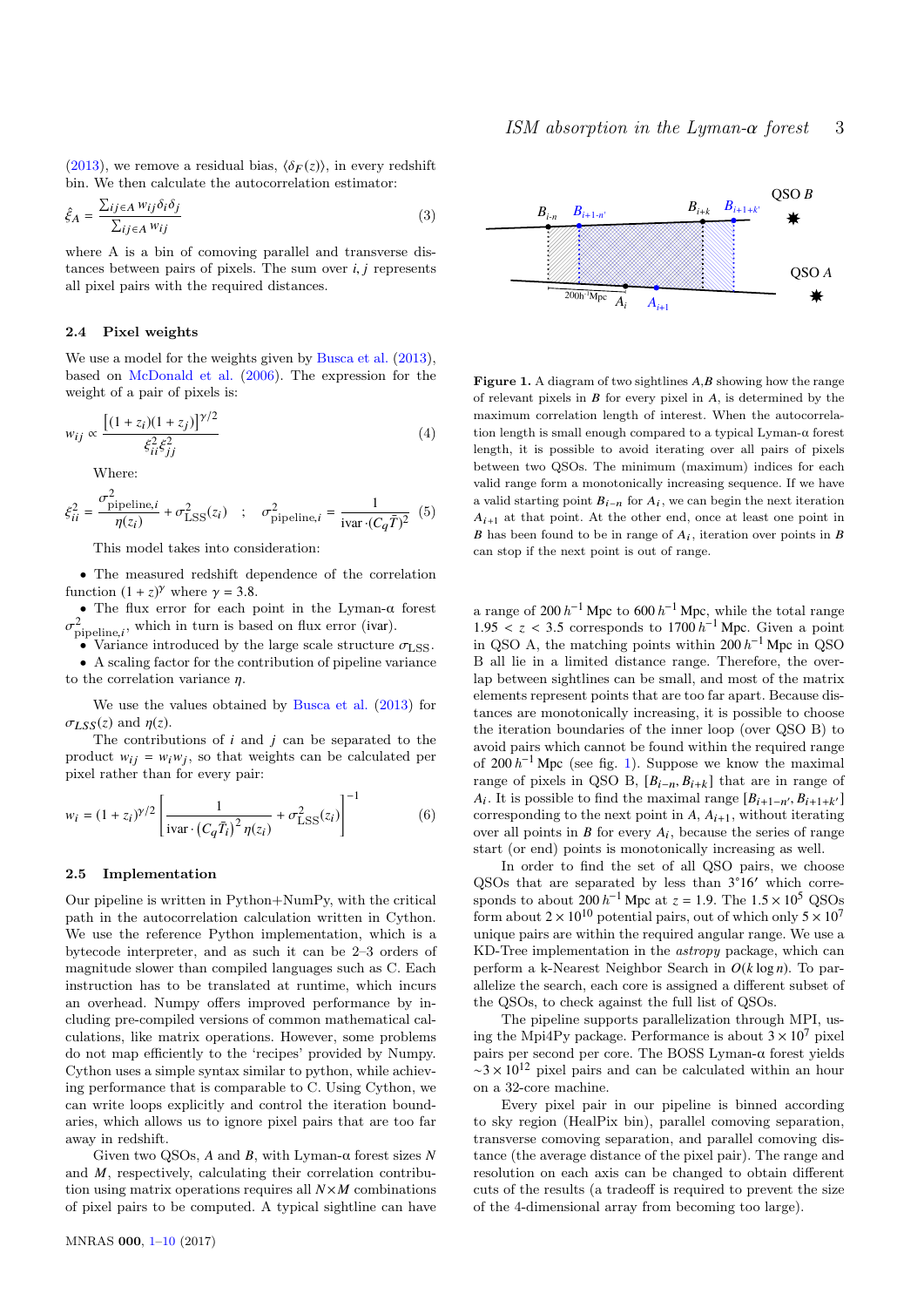(2013), we remove a residual bias, $\langle\delta_F(z)\rangle$, in every redshift bin. We then calculate the autocorrelation estimator:

$$\hat{\xi}_A = \frac{\sum_{ij\in A} w_{ij}\delta_i\delta_j}{\sum_{ij\in A} w_{ij}} \tag{3}$$

where A is a bin of comoving parallel and transverse distances between pairs of pixels. The sum over $i,j$ represents all pixel pairs with the required distances.

### 2.4 Pixel weights

We use a model for the weights given by Busca et al. (2013), based on McDonald et al. (2006). The expression for the weight of a pair of pixels is:

$$w_{ij} \propto \frac{\left[(1+z_i)(1+z_j)\right]^{\gamma/2}}{\xi_{ii}^2 \xi_{jj}^2} \tag{4}$$

Where:

$$\xi_{ii}^2 = \frac{\sigma^2_{\mathrm{pipeline},i}}{\eta(z_i)} + \sigma^2_{\mathrm{LSS}}(z_i) \quad ; \quad \sigma^2_{\mathrm{pipeline},i} = \frac{1}{\mathrm{ivar}\cdot(C_q\bar{T})^2} \tag{5}$$

This model takes into consideration:

- The measured redshift dependence of the correlation function $(1+z)^\gamma$ where $\gamma = 3.8$.
- The flux error for each point in the Lyman-α forest $\sigma^2_{\mathrm{pipeline},i}$, which in turn is based on flux error (ivar).
- Variance introduced by the large scale structure $\sigma_{\mathrm{LSS}}$.
- A scaling factor for the contribution of pipeline variance to the correlation variance $\eta$.

We use the values obtained by Busca et al. (2013) for $\sigma_{LSS}(z)$ and $\eta(z)$.

The contributions of $i$ and $j$ can be separated to the product $w_{ij} = w_i w_j$, so that weights can be calculated per pixel rather than for every pair:

$$w_i = (1+z_i)^{\gamma/2}\left[\frac{1}{\mathrm{ivar}\cdot\left(C_q\bar{T}_i\right)^2\eta(z_i)} + \sigma^2_{\mathrm{LSS}}(z_i)\right]^{-1} \tag{6}$$

### 2.5 Implementation

Our pipeline is written in Python+NumPy, with the critical path in the autocorrelation calculation written in Cython. We use the reference Python implementation, which is a bytecode interpreter, and as such it can be 2–3 orders of magnitude slower than compiled languages such as C. Each instruction has to be translated at runtime, which incurs an overhead. Numpy offers improved performance by including pre-compiled versions of common mathematical calculations, like matrix operations. However, some problems do not map efficiently to the 'recipes' provided by Numpy. Cython uses a simple syntax similar to python, while achieving performance that is comparable to C. Using Cython, we can write loops explicitly and control the iteration boundaries, which allows us to ignore pixel pairs that are too far away in redshift.

Given two QSOs, $A$ and $B$, with Lyman-α forest sizes $N$ and $M$, respectively, calculating their correlation contribution using matrix operations requires all $N\times M$ combinations of pixel pairs to be computed. A typical sightline can have a range of $200\,h^{-1}$ Mpc to $600\,h^{-1}$ Mpc, while the total range $1.95 < z < 3.5$ corresponds to $1700\,h^{-1}$ Mpc. Given a point in QSO A, the matching points within $200\,h^{-1}$ Mpc in QSO B all lie in a limited distance range. Therefore, the overlap between sightlines can be small, and most of the matrix elements represent points that are too far apart. Because distances are monotonically increasing, it is possible to choose the iteration boundaries of the inner loop (over QSO B) to avoid pairs which cannot be found within the required range of $200\,h^{-1}$ Mpc (see fig. 1). Suppose we know the maximal range of pixels in QSO B, $[B_{i-n}, B_{i+k}]$ that are in range of $A_i$. It is possible to find the maximal range $[B_{i+1-n'}, B_{i+1+k'}]$ corresponding to the next point in A, $A_{i+1}$, without iterating over all points in $B$ for every $A_i$, because the series of range start (or end) points is monotonically increasing as well.

**Figure 1.** A diagram of two sightlines $A$,$B$ showing how the range of relevant pixels in $B$ for every pixel in $A$, is determined by the maximum correlation length of interest. When the autocorrelation length is small enough compared to a typical Lyman-α forest length, it is possible to avoid iterating over all pairs of pixels between two QSOs. The minimum (maximum) indices for each valid range form a monotonically increasing sequence. If we have a valid starting point $B_{i-n}$ for $A_i$, we can begin the next iteration $A_{i+1}$ at that point. At the other end, once at least one point in $B$ has been found to be in range of $A_i$, iteration over points in $B$ can stop if the next point is out of range.

In order to find the set of all QSO pairs, we choose QSOs that are separated by less than 3°16′ which corresponds to about $200\,h^{-1}$ Mpc at $z = 1.9$. The $1.5\times10^5$ QSOs form about $2\times10^{10}$ potential pairs, out of which only $5\times10^7$ unique pairs are within the required angular range. We use a KD-Tree implementation in the *astropy* package, which can perform a k-Nearest Neighbor Search in $O(k\log n)$. To parallelize the search, each core is assigned a different subset of the QSOs, to check against the full list of QSOs.

The pipeline supports parallelization through MPI, using the Mpi4Py package. Performance is about $3\times10^7$ pixel pairs per second per core. The BOSS Lyman-α forest yields $\sim3\times10^{12}$ pixel pairs and can be calculated within an hour on a 32-core machine.

Every pixel pair in our pipeline is binned according to sky region (HealPix bin), parallel comoving separation, transverse comoving separation, and parallel comoving distance (the average distance of the pixel pair). The range and resolution on each axis can be changed to obtain different cuts of the results (a tradeoff is required to prevent the size of the 4-dimensional array from becoming too large).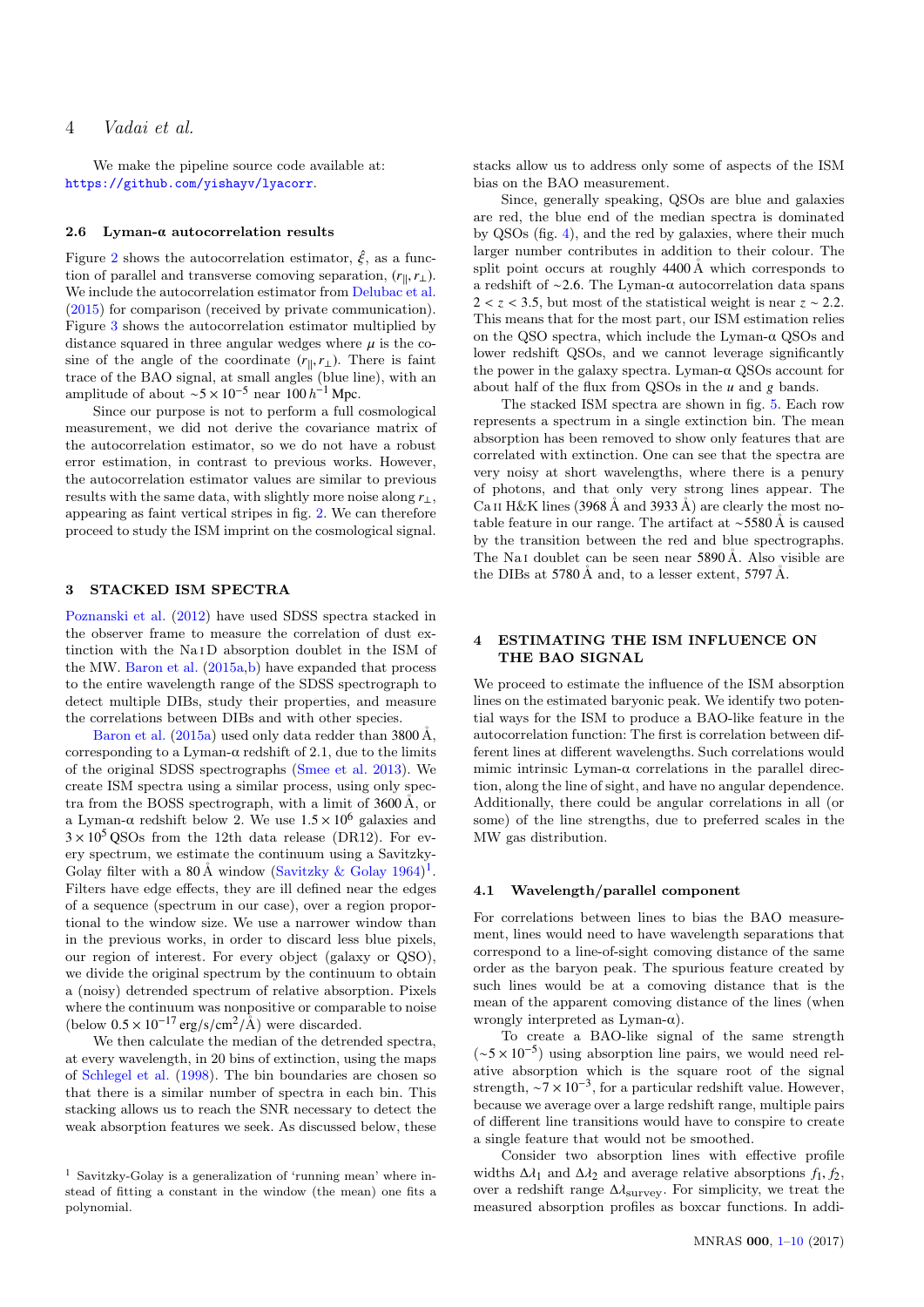We make the pipeline source code available at: https://github.com/yishayv/lyacorr.

### 2.6 Lyman-α autocorrelation results

Figure 2 shows the autocorrelation estimator, $\hat{\xi}$, as a function of parallel and transverse comoving separation, $(r_\parallel, r_\perp)$. We include the autocorrelation estimator from Delubac et al. (2015) for comparison (received by private communication). Figure 3 shows the autocorrelation estimator multiplied by distance squared in three angular wedges where $\mu$ is the cosine of the angle of the coordinate $(r_\parallel, r_\perp)$. There is faint trace of the BAO signal, at small angles (blue line), with an amplitude of about $\sim 5 \times 10^{-5}$ near $100\,h^{-1}$ Mpc.

Since our purpose is not to perform a full cosmological measurement, we did not derive the covariance matrix of the autocorrelation estimator, so we do not have a robust error estimation, in contrast to previous works. However, the autocorrelation estimator values are similar to previous results with the same data, with slightly more noise along $r_\perp$, appearing as faint vertical stripes in fig. 2. We can therefore proceed to study the ISM imprint on the cosmological signal.

## 3 STACKED ISM SPECTRA

Poznanski et al. (2012) have used SDSS spectra stacked in the observer frame to measure the correlation of dust extinction with the Na I D absorption doublet in the ISM of the MW. Baron et al. (2015a,b) have expanded that process to the entire wavelength range of the SDSS spectrograph to detect multiple DIBs, study their properties, and measure the correlations between DIBs and with other species.

Baron et al. (2015a) used only data redder than 3800 Å, corresponding to a Lyman-α redshift of 2.1, due to the limits of the original SDSS spectrographs (Smee et al. 2013). We create ISM spectra using a similar process, using only spectra from the BOSS spectrograph, with a limit of 3600 Å, or a Lyman-α redshift below 2. We use $1.5 \times 10^6$ galaxies and $3 \times 10^5$ QSOs from the 12th data release (DR12). For every spectrum, we estimate the continuum using a Savitzky-Golay filter with a 80 Å window (Savitzky & Golay 1964)[1]. Filters have edge effects, they are ill defined near the edges of a sequence (spectrum in our case), over a region proportional to the window size. We use a narrower window than in the previous works, in order to discard less blue pixels, our region of interest. For every object (galaxy or QSO), we divide the original spectrum by the continuum to obtain a (noisy) detrended spectrum of relative absorption. Pixels where the continuum was nonpositive or comparable to noise (below $0.5 \times 10^{-17}\,\mathrm{erg/s/cm^2/Å}$) were discarded.

We then calculate the median of the detrended spectra, at every wavelength, in 20 bins of extinction, using the maps of Schlegel et al. (1998). The bin boundaries are chosen so that there is a similar number of spectra in each bin. This stacking allows us to reach the SNR necessary to detect the weak absorption features we seek. As discussed below, these stacks allow us to address only some of aspects of the ISM bias on the BAO measurement.

Since, generally speaking, QSOs are blue and galaxies are red, the blue end of the median spectra is dominated by QSOs (fig. 4), and the red by galaxies, where their much larger number contributes in addition to their colour. The split point occurs at roughly 4400 Å which corresponds to a redshift of ∼2.6. The Lyman-α autocorrelation data spans $2 < z < 3.5$, but most of the statistical weight is near $z \sim 2.2$. This means that for the most part, our ISM estimation relies on the QSO spectra, which include the Lyman-α QSOs and lower redshift QSOs, and we cannot leverage significantly the power in the galaxy spectra. Lyman-α QSOs account for about half of the flux from QSOs in the $u$ and $g$ bands.

The stacked ISM spectra are shown in fig. 5. Each row represents a spectrum in a single extinction bin. The mean absorption has been removed to show only features that are correlated with extinction. One can see that the spectra are very noisy at short wavelengths, where there is a penury of photons, and that only very strong lines appear. The Ca II H&K lines (3968 Å and 3933 Å) are clearly the most notable feature in our range. The artifact at ∼5580 Å is caused by the transition between the red and blue spectrographs. The Na I doublet can be seen near 5890 Å. Also visible are the DIBs at 5780 Å and, to a lesser extent, 5797 Å.

## 4 ESTIMATING THE ISM INFLUENCE ON THE BAO SIGNAL

We proceed to estimate the influence of the ISM absorption lines on the estimated baryonic peak. We identify two potential ways for the ISM to produce a BAO-like feature in the autocorrelation function: The first is correlation between different lines at different wavelengths. Such correlations would mimic intrinsic Lyman-α correlations in the parallel direction, along the line of sight, and have no angular dependence. Additionally, there could be angular correlations in all (or some) of the line strengths, due to preferred scales in the MW gas distribution.

### 4.1 Wavelength/parallel component

For correlations between lines to bias the BAO measurement, lines would need to have wavelength separations that correspond to a line-of-sight comoving distance of the same order as the baryon peak. The spurious feature created by such lines would be at a comoving distance that is the mean of the apparent comoving distance of the lines (when wrongly interpreted as Lyman-α).

To create a BAO-like signal of the same strength ($\sim 5 \times 10^{-5}$) using absorption line pairs, we would need relative absorption which is the square root of the signal strength, $\sim 7 \times 10^{-3}$, for a particular redshift value. However, because we average over a large redshift range, multiple pairs of different line transitions would have to conspire to create a single feature that would not be smoothed.

Consider two absorption lines with effective profile widths $\Delta\lambda_1$ and $\Delta\lambda_2$ and average relative absorptions $f_1, f_2$, over a redshift range $\Delta\lambda_{\mathrm{survey}}$. For simplicity, we treat the measured absorption profiles as boxcar functions. In addi-

[1] Savitzky-Golay is a generalization of 'running mean' where instead of fitting a constant in the window (the mean) one fits a polynomial.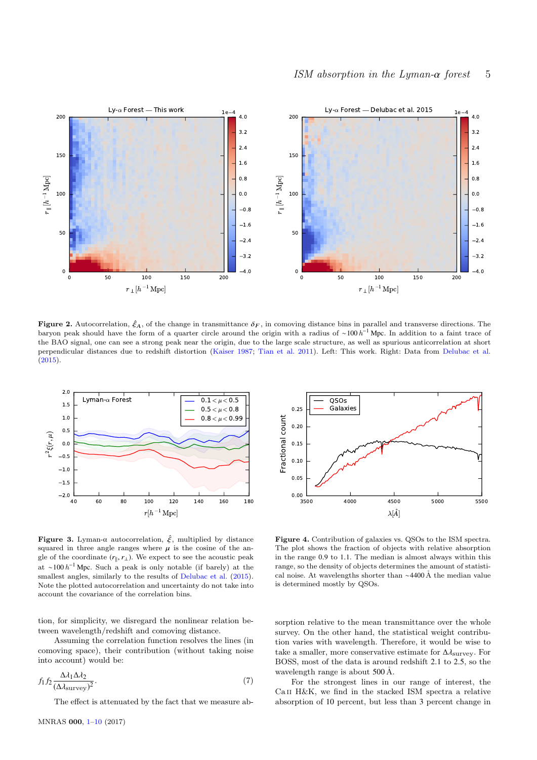**Figure 2.** Autocorrelation, $\hat{\xi}_A$, of the change in transmittance $\delta_F$, in comoving distance bins in parallel and transverse directions. The baryon peak should have the form of a quarter circle around the origin with a radius of $\sim 100\,h^{-1}$ Mpc. In addition to a faint trace of the BAO signal, one can see a strong peak near the origin, due to the large scale structure, as well as spurious anticorrelation at short perpendicular distances due to redshift distortion (Kaiser 1987; Tian et al. 2011). Left: This work. Right: Data from Delubac et al. (2015).

**Figure 3.** Lyman-α autocorrelation, $\hat{\xi}$, multiplied by distance squared in three angle ranges where $\mu$ is the cosine of the angle of the coordinate $(r_\parallel, r_\perp)$. We expect to see the acoustic peak at $\sim 100\,h^{-1}$ Mpc. Such a peak is only notable (if barely) at the smallest angles, similarly to the results of Delubac et al. (2015). Note the plotted autocorrelation and uncertainty do not take into account the covariance of the correlation bins.

**Figure 4.** Contribution of galaxies vs. QSOs to the ISM spectra. The plot shows the fraction of objects with relative absorption in the range 0.9 to 1.1. The median is almost always within this range, so the density of objects determines the amount of statistical noise. At wavelengths shorter than $\sim$4400 Å the median value is determined mostly by QSOs.

tion, for simplicity, we disregard the nonlinear relation between wavelength/redshift and comoving distance.

Assuming the correlation function resolves the lines (in comoving space), their contribution (without taking noise into account) would be:

$$f_1 f_2 \frac{\Delta\lambda_1 \Delta\lambda_2}{(\Delta\lambda_{\mathrm{survey}})^2}. \tag{7}$$

The effect is attenuated by the fact that we measure absorption relative to the mean transmittance over the whole survey. On the other hand, the statistical weight contribution varies with wavelength. Therefore, it would be wise to take a smaller, more conservative estimate for $\Delta\lambda_{\mathrm{survey}}$. For BOSS, most of the data is around redshift 2.1 to 2.5, so the wavelength range is about 500 Å.

For the strongest lines in our range of interest, the Ca II H&K, we find in the stacked ISM spectra a relative absorption of 10 percent, but less than 3 percent change in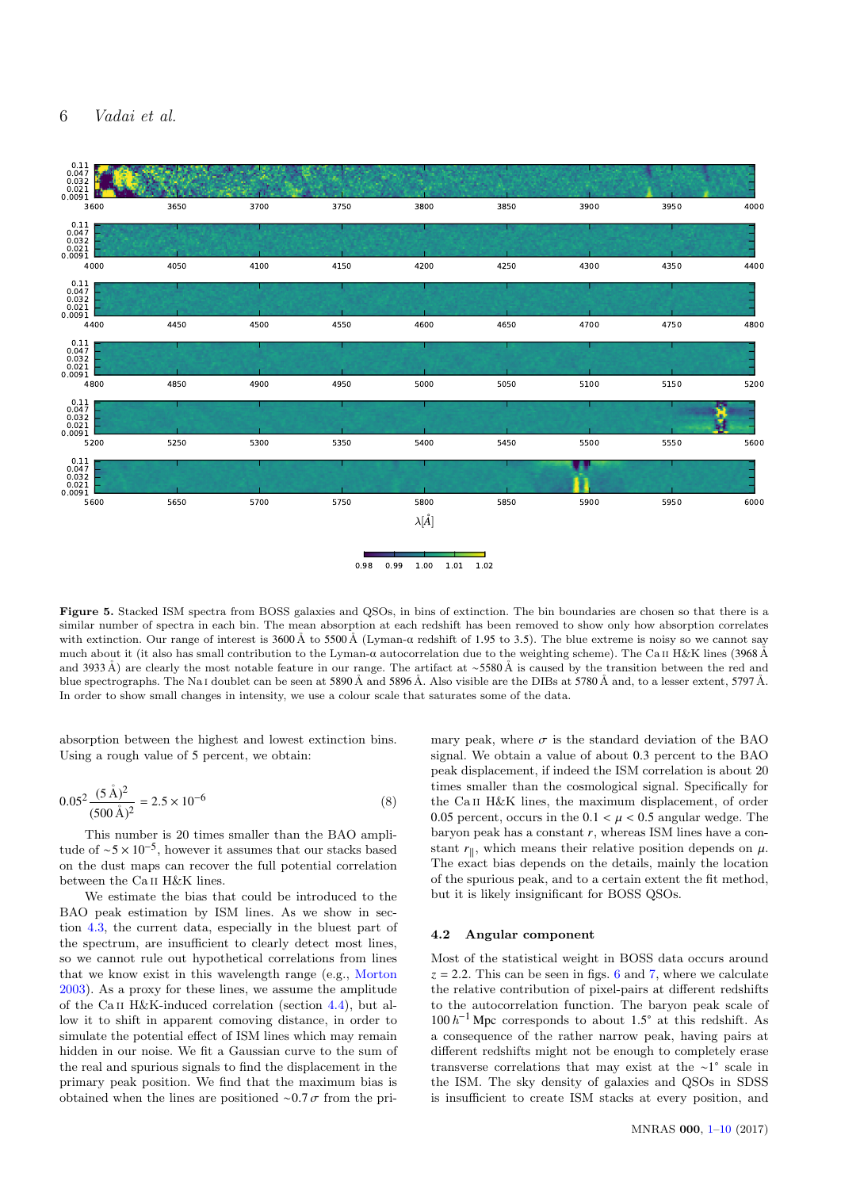**Figure 5.** Stacked ISM spectra from BOSS galaxies and QSOs, in bins of extinction. The bin boundaries are chosen so that there is a similar number of spectra in each bin. The mean absorption at each redshift has been removed to show only how absorption correlates with extinction. Our range of interest is 3600 Å to 5500 Å (Lyman-$\alpha$ redshift of 1.95 to 3.5). The blue extreme is noisy so we cannot say much about it (it also has small contribution to the Lyman-$\alpha$ autocorrelation due to the weighting scheme). The Ca II H&K lines (3968 Å and 3933 Å) are clearly the most notable feature in our range. The artifact at ~5580 Å is caused by the transition between the red and blue spectrographs. The Na I doublet can be seen at 5890 Å and 5896 Å. Also visible are the DIBs at 5780 Å and, to a lesser extent, 5797 Å. In order to show small changes in intensity, we use a colour scale that saturates some of the data.

absorption between the highest and lowest extinction bins. Using a rough value of 5 percent, we obtain:

$$0.05^2 \frac{(5\,\text{Å})^2}{(500\,\text{Å})^2} = 2.5 \times 10^{-6} \tag{8}$$

This number is 20 times smaller than the BAO amplitude of $\sim 5 \times 10^{-5}$, however it assumes that our stacks based on the dust maps can recover the full potential correlation between the Ca II H&K lines.

We estimate the bias that could be introduced to the BAO peak estimation by ISM lines. As we show in section 4.3, the current data, especially in the bluest part of the spectrum, are insufficient to clearly detect most lines, so we cannot rule out hypothetical correlations from lines that we know exist in this wavelength range (e.g., Morton 2003). As a proxy for these lines, we assume the amplitude of the Ca II H&K-induced correlation (section 4.4), but allow it to shift in apparent comoving distance, in order to simulate the potential effect of ISM lines which may remain hidden in our noise. We fit a Gaussian curve to the sum of the real and spurious signals to find the displacement in the primary peak position. We find that the maximum bias is obtained when the lines are positioned $\sim 0.7\,\sigma$ from the primary peak, where $\sigma$ is the standard deviation of the BAO signal. We obtain a value of about 0.3 percent to the BAO peak displacement, if indeed the ISM correlation is about 20 times smaller than the cosmological signal. Specifically for the Ca II H&K lines, the maximum displacement, of order 0.05 percent, occurs in the $0.1 < \mu < 0.5$ angular wedge. The baryon peak has a constant $r$, whereas ISM lines have a constant $r_{||}$, which means their relative position depends on $\mu$. The exact bias depends on the details, mainly the location of the spurious peak, and to a certain extent the fit method, but it is likely insignificant for BOSS QSOs.

### 4.2 Angular component

Most of the statistical weight in BOSS data occurs around $z = 2.2$. This can be seen in figs. 6 and 7, where we calculate the relative contribution of pixel-pairs at different redshifts to the autocorrelation function. The baryon peak scale of $100\,h^{-1}$ Mpc corresponds to about 1.5° at this redshift. As a consequence of the rather narrow peak, having pairs at different redshifts might not be enough to completely erase transverse correlations that may exist at the ~1° scale in the ISM. The sky density of galaxies and QSOs in SDSS is insufficient to create ISM stacks at every position, and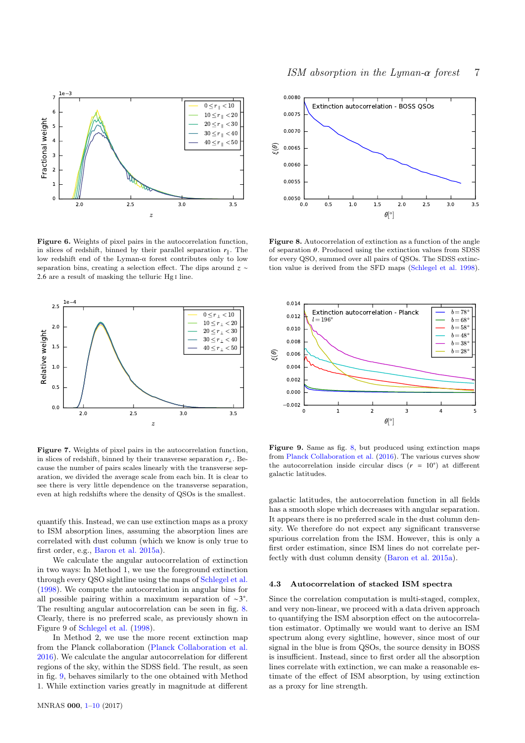**Figure 6.** Weights of pixel pairs in the autocorrelation function, in slices of redshift, binned by their parallel separation $r_{\parallel}$. The low redshift end of the Lyman-α forest contributes only to low separation bins, creating a selection effect. The dips around $z \sim 2.6$ are a result of masking the telluric Hg I line.

**Figure 7.** Weights of pixel pairs in the autocorrelation function, in slices of redshift, binned by their transverse separation $r_{\perp}$. Because the number of pairs scales linearly with the transverse separation, we divided the average scale from each bin. It is clear to see there is very little dependence on the transverse separation, even at high redshifts where the density of QSOs is the smallest.

**Figure 8.** Autocorrelation of extinction as a function of the angle of separation $\theta$. Produced using the extinction values from SDSS for every QSO, summed over all pairs of QSOs. The SDSS extinction value is derived from the SFD maps (Schlegel et al. 1998).

**Figure 9.** Same as fig. 8, but produced using extinction maps from Planck Collaboration et al. (2016). The various curves show the autocorrelation inside circular discs ($r = 10°$) at different galactic latitudes.

quantify this. Instead, we can use extinction maps as a proxy to ISM absorption lines, assuming the absorption lines are correlated with dust column (which we know is only true to first order, e.g., Baron et al. 2015a).

We calculate the angular autocorrelation of extinction in two ways: In Method 1, we use the foreground extinction through every QSO sightline using the maps of Schlegel et al. (1998). We compute the autocorrelation in angular bins for all possible pairing within a maximum separation of $\sim 3°$. The resulting angular autocorrelation can be seen in fig. 8. Clearly, there is no preferred scale, as previously shown in Figure 9 of Schlegel et al. (1998).

In Method 2, we use the more recent extinction map from the Planck collaboration (Planck Collaboration et al. 2016). We calculate the angular autocorrelation for different regions of the sky, within the SDSS field. The result, as seen in fig. 9, behaves similarly to the one obtained with Method 1. While extinction varies greatly in magnitude at different galactic latitudes, the autocorrelation function in all fields has a smooth slope which decreases with angular separation. It appears there is no preferred scale in the dust column density. We therefore do not expect any significant transverse spurious correlation from the ISM. However, this is only a first order estimation, since ISM lines do not correlate perfectly with dust column density (Baron et al. 2015a).

### 4.3 Autocorrelation of stacked ISM spectra

Since the correlation computation is multi-staged, complex, and very non-linear, we proceed with a data driven approach to quantifying the ISM absorption effect on the autocorrelation estimator. Optimally we would want to derive an ISM spectrum along every sightline, however, since most of our signal in the blue is from QSOs, the source density in BOSS is insufficient. Instead, since to first order all the absorption lines correlate with extinction, we can make a reasonable estimate of the effect of ISM absorption, by using extinction as a proxy for line strength.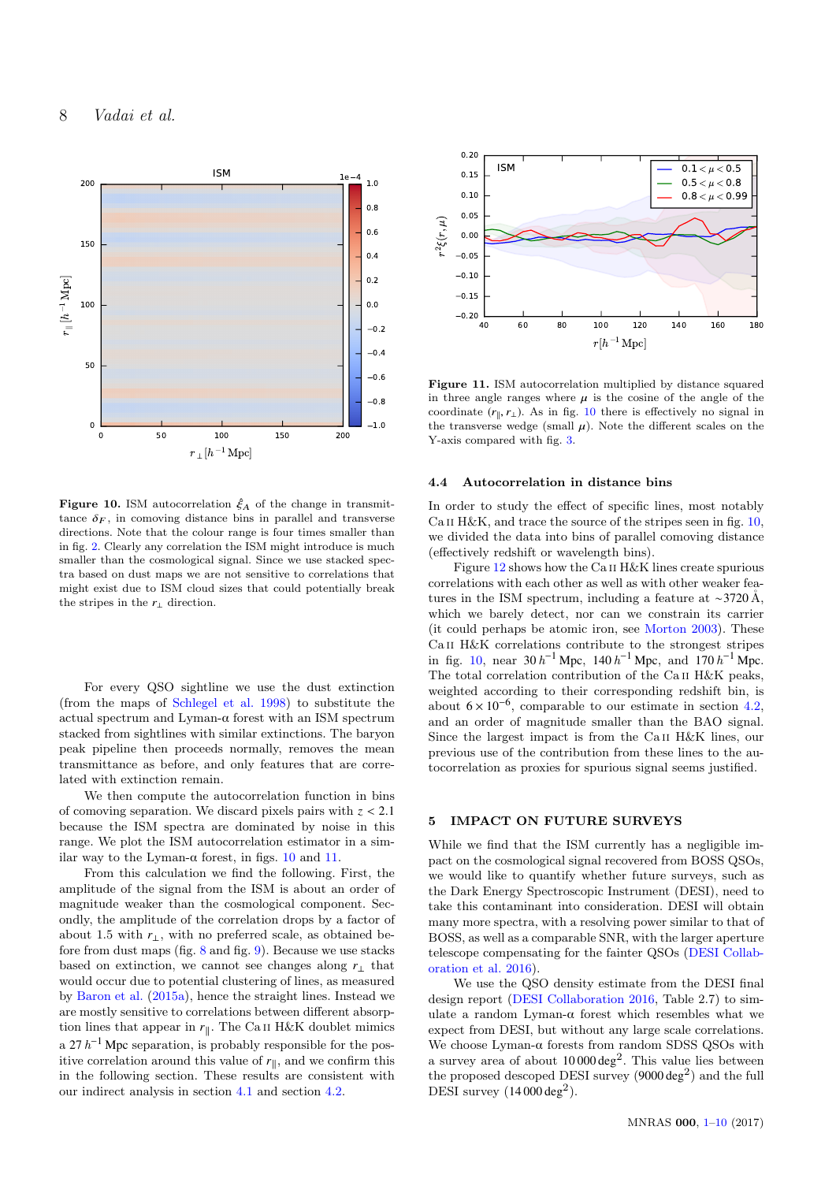**Figure 10.** ISM autocorrelation $\hat{\xi}_A$ of the change in transmittance $\delta_F$, in comoving distance bins in parallel and transverse directions. Note that the colour range is four times smaller than in fig. 2. Clearly any correlation the ISM might introduce is much smaller than the cosmological signal. Since we use stacked spectra based on dust maps we are not sensitive to correlations that might exist due to ISM cloud sizes that could potentially break the stripes in the $r_\perp$ direction.

For every QSO sightline we use the dust extinction (from the maps of Schlegel et al. 1998) to substitute the actual spectrum and Lyman-α forest with an ISM spectrum stacked from sightlines with similar extinctions. The baryon peak pipeline then proceeds normally, removes the mean transmittance as before, and only features that are correlated with extinction remain.

We then compute the autocorrelation function in bins of comoving separation. We discard pixels pairs with $z < 2.1$ because the ISM spectra are dominated by noise in this range. We plot the ISM autocorrelation estimator in a similar way to the Lyman-α forest, in figs. 10 and 11.

From this calculation we find the following. First, the amplitude of the signal from the ISM is about an order of magnitude weaker than the cosmological component. Secondly, the amplitude of the correlation drops by a factor of about 1.5 with $r_\perp$, with no preferred scale, as obtained before from dust maps (fig. 8 and fig. 9). Because we use stacks based on extinction, we cannot see changes along $r_\perp$ that would occur due to potential clustering of lines, as measured by Baron et al. (2015a), hence the straight lines. Instead we are mostly sensitive to correlations between different absorption lines that appear in $r_\parallel$. The Ca II H&K doublet mimics a $27\,h^{-1}$ Mpc separation, is probably responsible for the positive correlation around this value of $r_\parallel$, and we confirm this in the following section. These results are consistent with our indirect analysis in section 4.1 and section 4.2.

**Figure 11.** ISM autocorrelation multiplied by distance squared in three angle ranges where $\mu$ is the cosine of the angle of the coordinate $(r_\parallel, r_\perp)$. As in fig. 10 there is effectively no signal in the transverse wedge (small $\mu$). Note the different scales on the Y-axis compared with fig. 3.

### 4.4 Autocorrelation in distance bins

In order to study the effect of specific lines, most notably Ca II H&K, and trace the source of the stripes seen in fig. 10, we divided the data into bins of parallel comoving distance (effectively redshift or wavelength bins).

Figure 12 shows how the Ca II H&K lines create spurious correlations with each other as well as with other weaker features in the ISM spectrum, including a feature at ~3720 Å, which we barely detect, nor can we constrain its carrier (it could perhaps be atomic iron, see Morton 2003). These Ca II H&K correlations contribute to the strongest stripes in fig. 10, near $30\,h^{-1}$ Mpc, $140\,h^{-1}$ Mpc, and $170\,h^{-1}$ Mpc. The total correlation contribution of the Ca II H&K peaks, weighted according to their corresponding redshift bin, is about $6 \times 10^{-6}$, comparable to our estimate in section 4.2, and an order of magnitude smaller than the BAO signal. Since the largest impact is from the Ca II H&K lines, our previous use of the contribution from these lines to the autocorrelation as proxies for spurious signal seems justified.

## 5 IMPACT ON FUTURE SURVEYS

While we find that the ISM currently has a negligible impact on the cosmological signal recovered from BOSS QSOs, we would like to quantify whether future surveys, such as the Dark Energy Spectroscopic Instrument (DESI), need to take this contaminant into consideration. DESI will obtain many more spectra, with a resolving power similar to that of BOSS, as well as a comparable SNR, with the larger aperture telescope compensating for the fainter QSOs (DESI Collaboration et al. 2016).

We use the QSO density estimate from the DESI final design report (DESI Collaboration 2016, Table 2.7) to simulate a random Lyman-α forest which resembles what we expect from DESI, but without any large scale correlations. We choose Lyman-α forests from random SDSS QSOs with a survey area of about $10\,000\,\mathrm{deg}^2$. This value lies between the proposed descoped DESI survey ($9000\,\mathrm{deg}^2$) and the full DESI survey ($14\,000\,\mathrm{deg}^2$).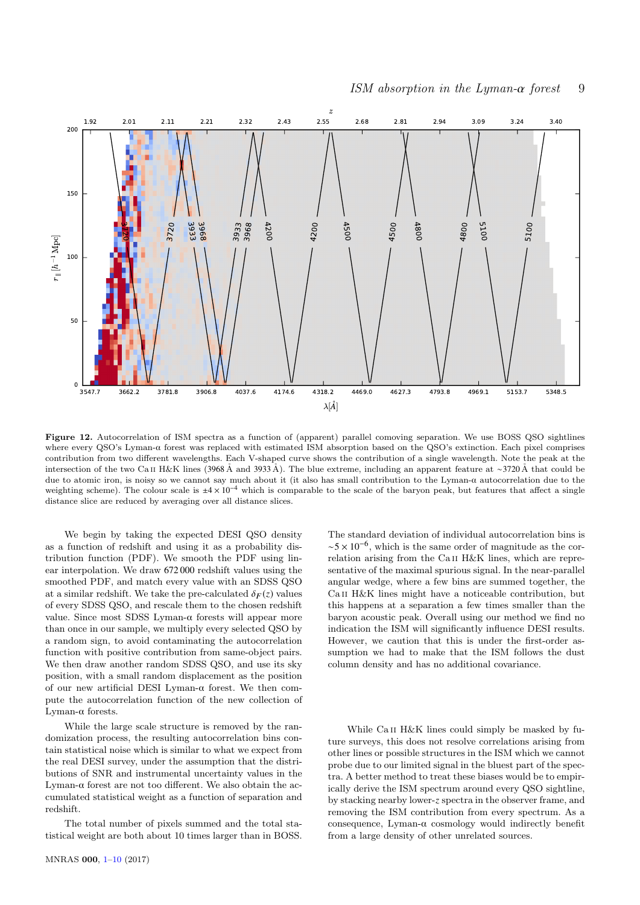z

1.92 2.01 2.11 2.21 2.32 2.43 2.55 2.68 2.81 2.94 3.09 3.24 3.40

200

150

100

50

0

$r_{\parallel}$ [$h^{-1}$ Mpc]

3720 3720 3933 3968 3933 3968 4200 4200 4500 4500 4800 4800 5100 5100

3547.7 3662.2 3781.8 3906.8 4037.6 4174.6 4318.2 4469.0 4627.3 4793.8 4969.1 5153.7 5348.5

$\lambda[\AA]$

**Figure 12.** Autocorrelation of ISM spectra as a function of (apparent) parallel comoving separation. We use BOSS QSO sightlines where every QSO's Lyman-α forest was replaced with estimated ISM absorption based on the QSO's extinction. Each pixel comprises contribution from two different wavelengths. Each V-shaped curve shows the contribution of a single wavelength. Note the peak at the intersection of the two Ca II H&K lines (3968 Å and 3933 Å). The blue extreme, including an apparent feature at ~3720 Å that could be due to atomic iron, is noisy so we cannot say much about it (it also has small contribution to the Lyman-α autocorrelation due to the weighting scheme). The colour scale is $\pm 4\times10^{-4}$ which is comparable to the scale of the baryon peak, but features that affect a single distance slice are reduced by averaging over all distance slices.

We begin by taking the expected DESI QSO density as a function of redshift and using it as a probability distribution function (PDF). We smooth the PDF using linear interpolation. We draw 672 000 redshift values using the smoothed PDF, and match every value with an SDSS QSO at a similar redshift. We take the pre-calculated $\delta_F(z)$ values of every SDSS QSO, and rescale them to the chosen redshift value. Since most SDSS Lyman-α forests will appear more than once in our sample, we multiply every selected QSO by a random sign, to avoid contaminating the autocorrelation function with positive contribution from same-object pairs. We then draw another random SDSS QSO, and use its sky position, with a small random displacement as the position of our new artificial DESI Lyman-α forest. We then compute the autocorrelation function of the new collection of Lyman-α forests.

While the large scale structure is removed by the randomization process, the resulting autocorrelation bins contain statistical noise which is similar to what we expect from the real DESI survey, under the assumption that the distributions of SNR and instrumental uncertainty values in the Lyman-α forest are not too different. We also obtain the accumulated statistical weight as a function of separation and redshift.

The total number of pixels summed and the total statistical weight are both about 10 times larger than in BOSS. The standard deviation of individual autocorrelation bins is $\sim5\times10^{-6}$, which is the same order of magnitude as the correlation arising from the Ca II H&K lines, which are representative of the maximal spurious signal. In the near-parallel angular wedge, where a few bins are summed together, the Ca II H&K lines might have a noticeable contribution, but this happens at a separation a few times smaller than the baryon acoustic peak. Overall using our method we find no indication the ISM will significantly influence DESI results. However, we caution that this is under the first-order assumption we had to make that the ISM follows the dust column density and has no additional covariance.

While Ca II H&K lines could simply be masked by future surveys, this does not resolve correlations arising from other lines or possible structures in the ISM which we cannot probe due to our limited signal in the bluest part of the spectra. A better method to treat these biases would be to empirically derive the ISM spectrum around every QSO sightline, by stacking nearby lower-$z$ spectra in the observer frame, and removing the ISM contribution from every spectrum. As a consequence, Lyman-α cosmology would indirectly benefit from a large density of other unrelated sources.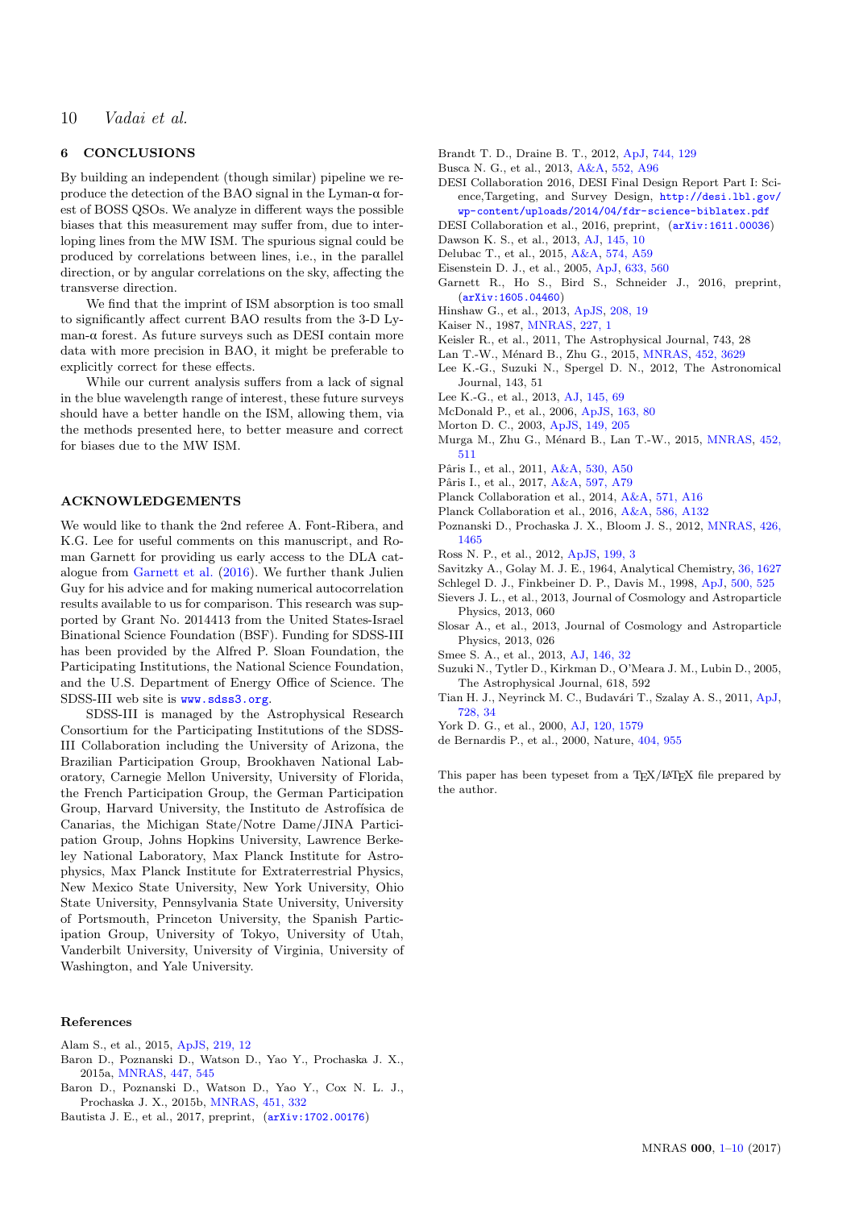## 6 CONCLUSIONS

By building an independent (though similar) pipeline we reproduce the detection of the BAO signal in the Lyman-α forest of BOSS QSOs. We analyze in different ways the possible biases that this measurement may suffer from, due to interloping lines from the MW ISM. The spurious signal could be produced by correlations between lines, i.e., in the parallel direction, or by angular correlations on the sky, affecting the transverse direction.

We find that the imprint of ISM absorption is too small to significantly affect current BAO results from the 3-D Lyman-α forest. As future surveys such as DESI contain more data with more precision in BAO, it might be preferable to explicitly correct for these effects.

While our current analysis suffers from a lack of signal in the blue wavelength range of interest, these future surveys should have a better handle on the ISM, allowing them, via the methods presented here, to better measure and correct for biases due to the MW ISM.

## ACKNOWLEDGEMENTS

We would like to thank the 2nd referee A. Font-Ribera, and K.G. Lee for useful comments on this manuscript, and Roman Garnett for providing us early access to the DLA catalogue from Garnett et al. (2016). We further thank Julien Guy for his advice and for making numerical autocorrelation results available to us for comparison. This research was supported by Grant No. 2014413 from the United States-Israel Binational Science Foundation (BSF). Funding for SDSS-III has been provided by the Alfred P. Sloan Foundation, the Participating Institutions, the National Science Foundation, and the U.S. Department of Energy Office of Science. The SDSS-III web site is www.sdss3.org.

SDSS-III is managed by the Astrophysical Research Consortium for the Participating Institutions of the SDSS-III Collaboration including the University of Arizona, the Brazilian Participation Group, Brookhaven National Laboratory, Carnegie Mellon University, University of Florida, the French Participation Group, the German Participation Group, Harvard University, the Instituto de Astrofísica de Canarias, the Michigan State/Notre Dame/JINA Participation Group, Johns Hopkins University, Lawrence Berkeley National Laboratory, Max Planck Institute for Astrophysics, Max Planck Institute for Extraterrestrial Physics, New Mexico State University, New York University, Ohio State University, Pennsylvania State University, University of Portsmouth, Princeton University, the Spanish Participation Group, University of Tokyo, University of Utah, Vanderbilt University, University of Virginia, University of Washington, and Yale University.

## References

Alam S., et al., 2015, ApJS, 219, 12
Baron D., Poznanski D., Watson D., Yao Y., Prochaska J. X., 2015a, MNRAS, 447, 545
Baron D., Poznanski D., Watson D., Yao Y., Cox N. L. J., Prochaska J. X., 2015b, MNRAS, 451, 332
Bautista J. E., et al., 2017, preprint, (arXiv:1702.00176)
Brandt T. D., Draine B. T., 2012, ApJ, 744, 129
Busca N. G., et al., 2013, A&A, 552, A96
DESI Collaboration 2016, DESI Final Design Report Part I: Science,Targeting, and Survey Design, http://desi.lbl.gov/wp-content/uploads/2014/04/fdr-science-biblatex.pdf
DESI Collaboration et al., 2016, preprint, (arXiv:1611.00036)
Dawson K. S., et al., 2013, AJ, 145, 10
Delubac T., et al., 2015, A&A, 574, A59
Eisenstein D. J., et al., 2005, ApJ, 633, 560
Garnett R., Ho S., Bird S., Schneider J., 2016, preprint, (arXiv:1605.04460)
Hinshaw G., et al., 2013, ApJS, 208, 19
Kaiser N., 1987, MNRAS, 227, 1
Keisler R., et al., 2011, The Astrophysical Journal, 743, 28
Lan T.-W., Ménard B., Zhu G., 2015, MNRAS, 452, 3629
Lee K.-G., Suzuki N., Spergel D. N., 2012, The Astronomical Journal, 143, 51
Lee K.-G., et al., 2013, AJ, 145, 69
McDonald P., et al., 2006, ApJS, 163, 80
Morton D. C., 2003, ApJS, 149, 205
Murga M., Zhu G., Ménard B., Lan T.-W., 2015, MNRAS, 452, 511
Pâris I., et al., 2011, A&A, 530, A50
Pâris I., et al., 2017, A&A, 597, A79
Planck Collaboration et al., 2014, A&A, 571, A16
Planck Collaboration et al., 2016, A&A, 586, A132
Poznanski D., Prochaska J. X., Bloom J. S., 2012, MNRAS, 426, 1465
Ross N. P., et al., 2012, ApJS, 199, 3
Savitzky A., Golay M. J. E., 1964, Analytical Chemistry, 36, 1627
Schlegel D. J., Finkbeiner D. P., Davis M., 1998, ApJ, 500, 525
Sievers J. L., et al., 2013, Journal of Cosmology and Astroparticle Physics, 2013, 060
Slosar A., et al., 2013, Journal of Cosmology and Astroparticle Physics, 2013, 026
Smee S. A., et al., 2013, AJ, 146, 32
Suzuki N., Tytler D., Kirkman D., O'Meara J. M., Lubin D., 2005, The Astrophysical Journal, 618, 592
Tian H. J., Neyrinck M. C., Budavári T., Szalay A. S., 2011, ApJ, 728, 34
York D. G., et al., 2000, AJ, 120, 1579
de Bernardis P., et al., 2000, Nature, 404, 955

This paper has been typeset from a TEX/LATEX file prepared by the author.